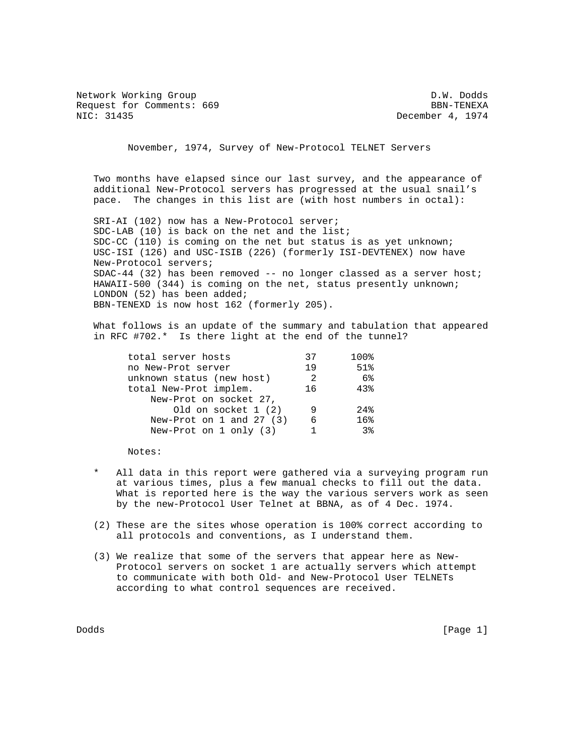Network Working Group D.W. Dodds
Request for Comments: 669 BBN-TENEXA
NIC: 31435 December 4, 1974

# November, 1974, Survey of New-Protocol TELNET Servers

Two months have elapsed since our last survey, and the appearance of additional New-Protocol servers has progressed at the usual snail's pace. The changes in this list are (with host numbers in octal):

SRI-AI (102) now has a New-Protocol server;
SDC-LAB (10) is back on the net and the list;
SDC-CC (110) is coming on the net but status is as yet unknown;
USC-ISI (126) and USC-ISIB (226) (formerly ISI-DEVTENEX) now have New-Protocol servers;
SDAC-44 (32) has been removed -- no longer classed as a server host;
HAWAII-500 (344) is coming on the net, status presently unknown;
LONDON (52) has been added;
BBN-TENEXD is now host 162 (formerly 205).

What follows is an update of the summary and tabulation that appeared in RFC #702.* Is there light at the end of the tunnel?

| | | |
|---|---|---|
| total server hosts | 37 | 100% |
| no New-Prot server | 19 | 51% |
| unknown status (new host) | 2 | 6% |
| total New-Prot implem. | 16 | 43% |
| New-Prot on socket 27, Old on socket 1 (2) | 9 | 24% |
| New-Prot on 1 and 27 (3) | 6 | 16% |
| New-Prot on 1 only (3) | 1 | 3% |

Notes:

\* All data in this report were gathered via a surveying program run at various times, plus a few manual checks to fill out the data. What is reported here is the way the various servers work as seen by the new-Protocol User Telnet at BBNA, as of 4 Dec. 1974.

(2) These are the sites whose operation is 100% correct according to all protocols and conventions, as I understand them.

(3) We realize that some of the servers that appear here as New-Protocol servers on socket 1 are actually servers which attempt to communicate with both Old- and New-Protocol User TELNETs according to what control sequences are received.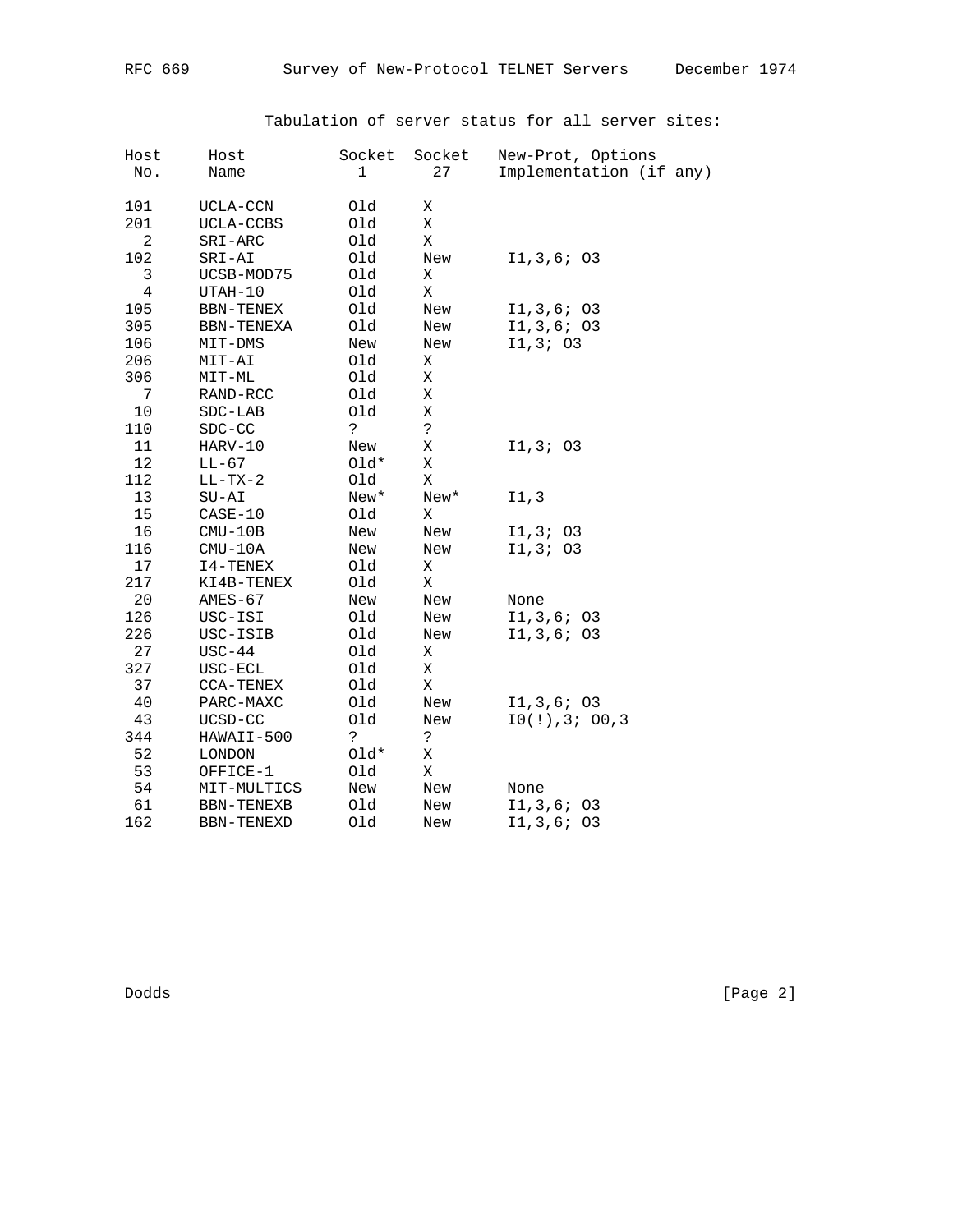Tabulation of server status for all server sites:

| Host No. | Host Name | Socket 1 | Socket 27 | New-Prot, Options Implementation (if any) |
| --- | --- | --- | --- | --- |
| 101 | UCLA-CCN | Old | X | |
| 201 | UCLA-CCBS | Old | X | |
| 2 | SRI-ARC | Old | X | |
| 102 | SRI-AI | Old | New | I1,3,6; O3 |
| 3 | UCSB-MOD75 | Old | X | |
| 4 | UTAH-10 | Old | X | |
| 105 | BBN-TENEX | Old | New | I1,3,6; O3 |
| 305 | BBN-TENEXA | Old | New | I1,3,6; O3 |
| 106 | MIT-DMS | New | New | I1,3; O3 |
| 206 | MIT-AI | Old | X | |
| 306 | MIT-ML | Old | X | |
| 7 | RAND-RCC | Old | X | |
| 10 | SDC-LAB | Old | X | |
| 110 | SDC-CC | ? | ? | |
| 11 | HARV-10 | New | X | I1,3; O3 |
| 12 | LL-67 | Old* | X | |
| 112 | LL-TX-2 | Old | X | |
| 13 | SU-AI | New* | New* | I1,3 |
| 15 | CASE-10 | Old | X | |
| 16 | CMU-10B | New | New | I1,3; O3 |
| 116 | CMU-10A | New | New | I1,3; O3 |
| 17 | I4-TENEX | Old | X | |
| 217 | KI4B-TENEX | Old | X | |
| 20 | AMES-67 | New | New | None |
| 126 | USC-ISI | Old | New | I1,3,6; O3 |
| 226 | USC-ISIB | Old | New | I1,3,6; O3 |
| 27 | USC-44 | Old | X | |
| 327 | USC-ECL | Old | X | |
| 37 | CCA-TENEX | Old | X | |
| 40 | PARC-MAXC | Old | New | I1,3,6; O3 |
| 43 | UCSD-CC | Old | New | I0(!),3; O0,3 |
| 344 | HAWAII-500 | ? | ? | |
| 52 | LONDON | Old* | X | |
| 53 | OFFICE-1 | Old | X | |
| 54 | MIT-MULTICS | New | New | None |
| 61 | BBN-TENEXB | Old | New | I1,3,6; O3 |
| 162 | BBN-TENEXD | Old | New | I1,3,6; O3 |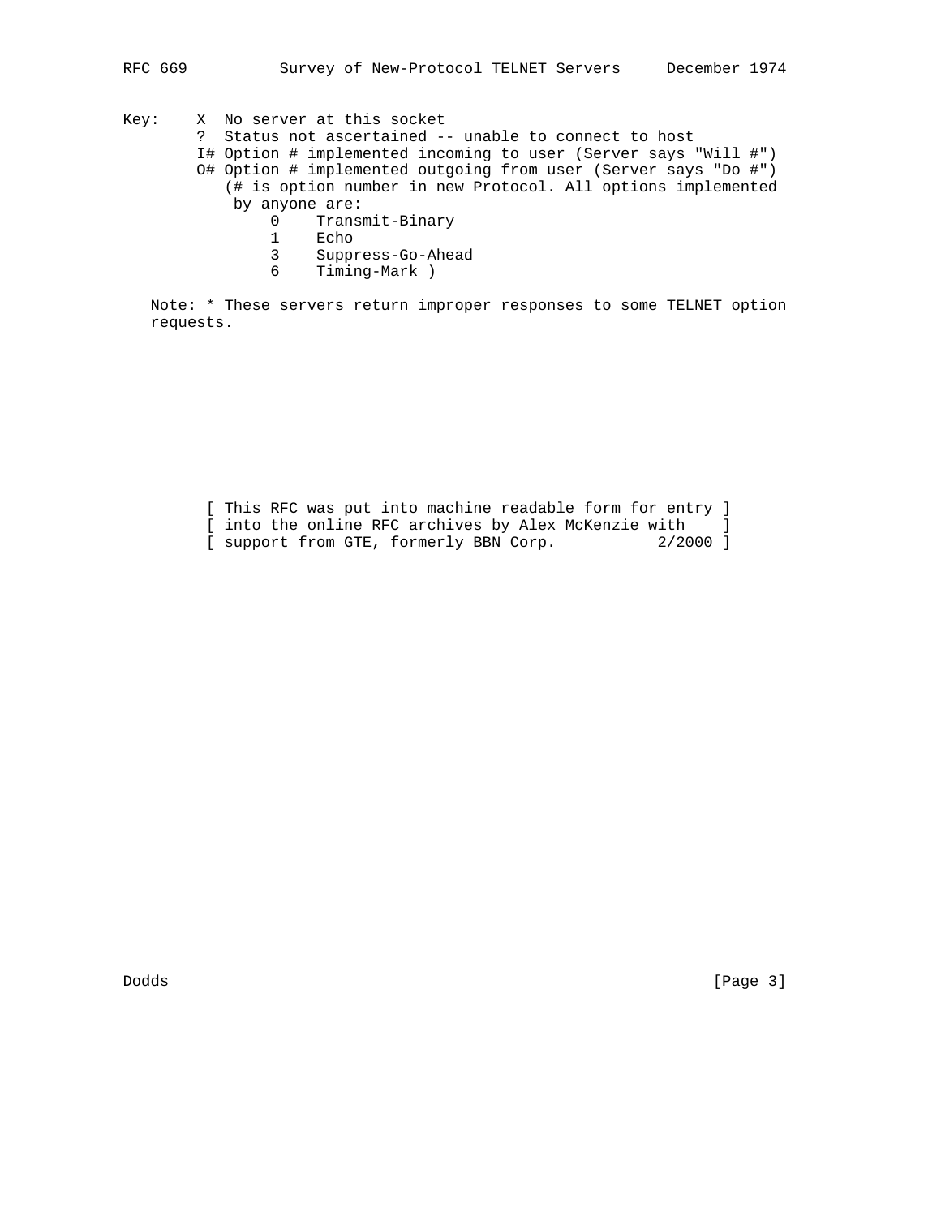Key:

- X  No server at this socket
- ?  Status not ascertained -- unable to connect to host
- I# Option # implemented incoming to user (Server says "Will #")
- O# Option # implemented outgoing from user (Server says "Do #")

(# is option number in new Protocol. All options implemented by anyone are:

- 0    Transmit-Binary
- 1    Echo
- 3    Suppress-Go-Ahead
- 6    Timing-Mark )

Note: * These servers return improper responses to some TELNET option requests.

[ This RFC was put into machine readable form for entry ]
[ into the online RFC archives by Alex McKenzie with    ]
[ support from GTE, formerly BBN Corp.           2/2000 ]